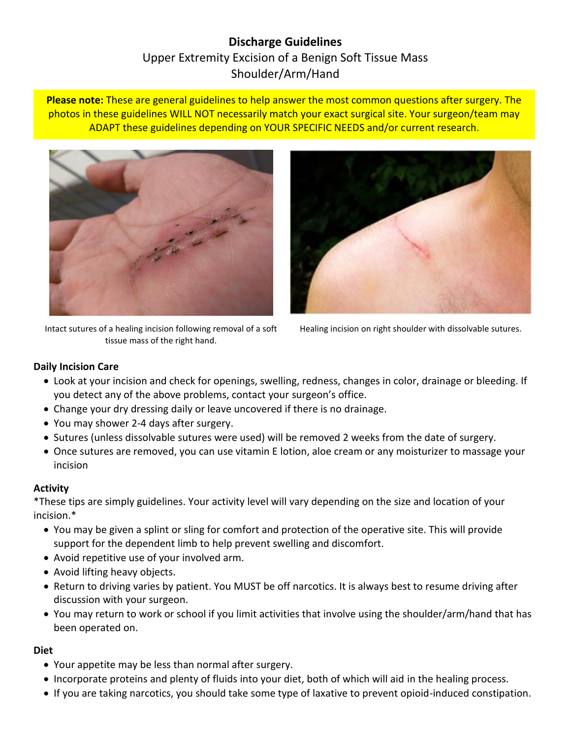# Discharge Guidelines

Upper Extremity Excision of a Benign Soft Tissue Mass
Shoulder/Arm/Hand

**Please note:** These are general guidelines to help answer the most common questions after surgery. The photos in these guidelines WILL NOT necessarily match your exact surgical site. Your surgeon/team may ADAPT these guidelines depending on YOUR SPECIFIC NEEDS and/or current research.

Intact sutures of a healing incision following removal of a soft tissue mass of the right hand.

Healing incision on right shoulder with dissolvable sutures.

**Daily Incision Care**

- Look at your incision and check for openings, swelling, redness, changes in color, drainage or bleeding. If you detect any of the above problems, contact your surgeon's office.
- Change your dry dressing daily or leave uncovered if there is no drainage.
- You may shower 2-4 days after surgery.
- Sutures (unless dissolvable sutures were used) will be removed 2 weeks from the date of surgery.
- Once sutures are removed, you can use vitamin E lotion, aloe cream or any moisturizer to massage your incision

**Activity**

*These tips are simply guidelines. Your activity level will vary depending on the size and location of your incision.*

- You may be given a splint or sling for comfort and protection of the operative site. This will provide support for the dependent limb to help prevent swelling and discomfort.
- Avoid repetitive use of your involved arm.
- Avoid lifting heavy objects.
- Return to driving varies by patient. You MUST be off narcotics. It is always best to resume driving after discussion with your surgeon.
- You may return to work or school if you limit activities that involve using the shoulder/arm/hand that has been operated on.

**Diet**

- Your appetite may be less than normal after surgery.
- Incorporate proteins and plenty of fluids into your diet, both of which will aid in the healing process.
- If you are taking narcotics, you should take some type of laxative to prevent opioid-induced constipation.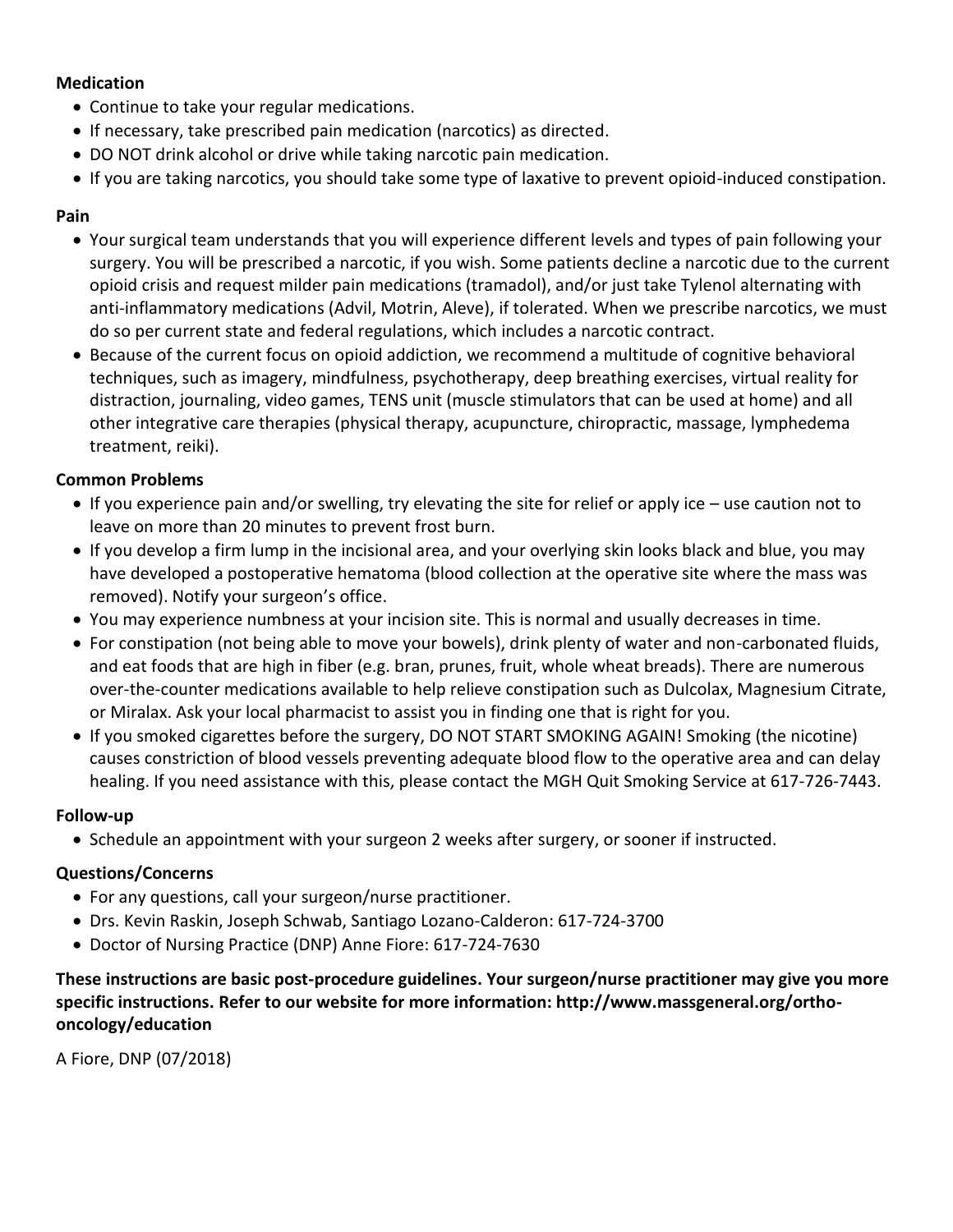**Medication**

- Continue to take your regular medications.
- If necessary, take prescribed pain medication (narcotics) as directed.
- DO NOT drink alcohol or drive while taking narcotic pain medication.
- If you are taking narcotics, you should take some type of laxative to prevent opioid-induced constipation.

**Pain**

- Your surgical team understands that you will experience different levels and types of pain following your surgery. You will be prescribed a narcotic, if you wish. Some patients decline a narcotic due to the current opioid crisis and request milder pain medications (tramadol), and/or just take Tylenol alternating with anti-inflammatory medications (Advil, Motrin, Aleve), if tolerated. When we prescribe narcotics, we must do so per current state and federal regulations, which includes a narcotic contract.
- Because of the current focus on opioid addiction, we recommend a multitude of cognitive behavioral techniques, such as imagery, mindfulness, psychotherapy, deep breathing exercises, virtual reality for distraction, journaling, video games, TENS unit (muscle stimulators that can be used at home) and all other integrative care therapies (physical therapy, acupuncture, chiropractic, massage, lymphedema treatment, reiki).

**Common Problems**

- If you experience pain and/or swelling, try elevating the site for relief or apply ice – use caution not to leave on more than 20 minutes to prevent frost burn.
- If you develop a firm lump in the incisional area, and your overlying skin looks black and blue, you may have developed a postoperative hematoma (blood collection at the operative site where the mass was removed). Notify your surgeon's office.
- You may experience numbness at your incision site. This is normal and usually decreases in time.
- For constipation (not being able to move your bowels), drink plenty of water and non-carbonated fluids, and eat foods that are high in fiber (e.g. bran, prunes, fruit, whole wheat breads). There are numerous over-the-counter medications available to help relieve constipation such as Dulcolax, Magnesium Citrate, or Miralax. Ask your local pharmacist to assist you in finding one that is right for you.
- If you smoked cigarettes before the surgery, DO NOT START SMOKING AGAIN! Smoking (the nicotine) causes constriction of blood vessels preventing adequate blood flow to the operative area and can delay healing. If you need assistance with this, please contact the MGH Quit Smoking Service at 617-726-7443.

**Follow-up**

- Schedule an appointment with your surgeon 2 weeks after surgery, or sooner if instructed.

**Questions/Concerns**

- For any questions, call your surgeon/nurse practitioner.
- Drs. Kevin Raskin, Joseph Schwab, Santiago Lozano-Calderon: 617-724-3700
- Doctor of Nursing Practice (DNP) Anne Fiore: 617-724-7630

**These instructions are basic post-procedure guidelines. Your surgeon/nurse practitioner may give you more specific instructions. Refer to our website for more information: http://www.massgeneral.org/ortho-oncology/education**

A Fiore, DNP (07/2018)